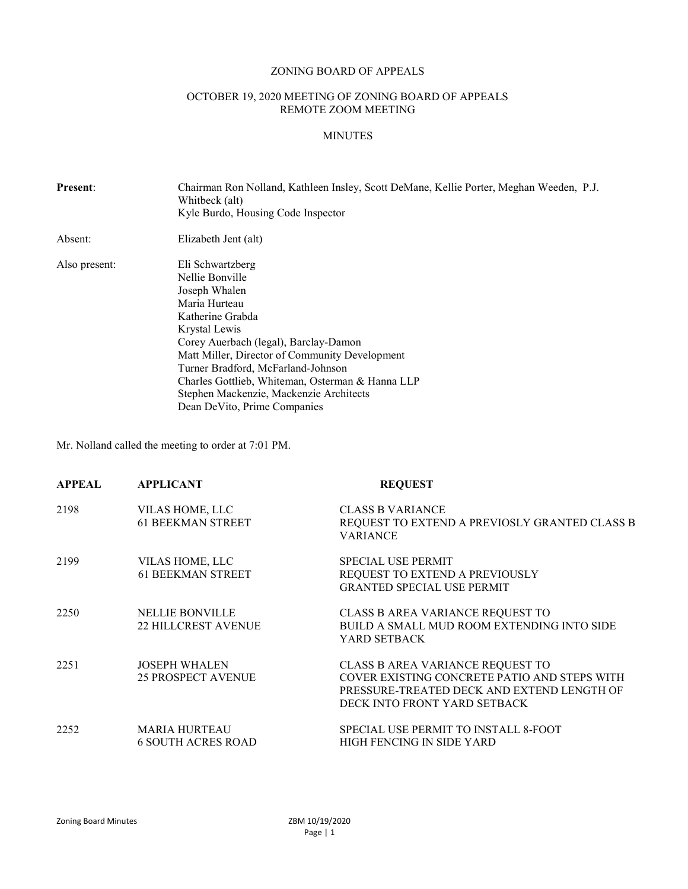# ZONING BOARD OF APPEALS

## OCTOBER 19, 2020 MEETING OF ZONING BOARD OF APPEALS
## REMOTE ZOOM MEETING

### MINUTES

**Present**: Chairman Ron Nolland, Kathleen Insley, Scott DeMane, Kellie Porter, Meghan Weeden, P.J. Whitbeck (alt)
Kyle Burdo, Housing Code Inspector

Absent: Elizabeth Jent (alt)

Also present:
Eli Schwartzberg
Nellie Bonville
Joseph Whalen
Maria Hurteau
Katherine Grabda
Krystal Lewis
Corey Auerbach (legal), Barclay-Damon
Matt Miller, Director of Community Development
Turner Bradford, McFarland-Johnson
Charles Gottlieb, Whiteman, Osterman & Hanna LLP
Stephen Mackenzie, Mackenzie Architects
Dean DeVito, Prime Companies

Mr. Nolland called the meeting to order at 7:01 PM.

| APPEAL | APPLICANT | REQUEST |
|---|---|---|
| 2198 | VILAS HOME, LLC<br>61 BEEKMAN STREET | CLASS B VARIANCE<br>REQUEST TO EXTEND A PREVIOSLY GRANTED CLASS B VARIANCE |
| 2199 | VILAS HOME, LLC<br>61 BEEKMAN STREET | SPECIAL USE PERMIT<br>REQUEST TO EXTEND A PREVIOUSLY GRANTED SPECIAL USE PERMIT |
| 2250 | NELLIE BONVILLE<br>22 HILLCREST AVENUE | CLASS B AREA VARIANCE REQUEST TO BUILD A SMALL MUD ROOM EXTENDING INTO SIDE YARD SETBACK |
| 2251 | JOSEPH WHALEN<br>25 PROSPECT AVENUE | CLASS B AREA VARIANCE REQUEST TO COVER EXISTING CONCRETE PATIO AND STEPS WITH PRESSURE-TREATED DECK AND EXTEND LENGTH OF DECK INTO FRONT YARD SETBACK |
| 2252 | MARIA HURTEAU<br>6 SOUTH ACRES ROAD | SPECIAL USE PERMIT TO INSTALL 8-FOOT HIGH FENCING IN SIDE YARD |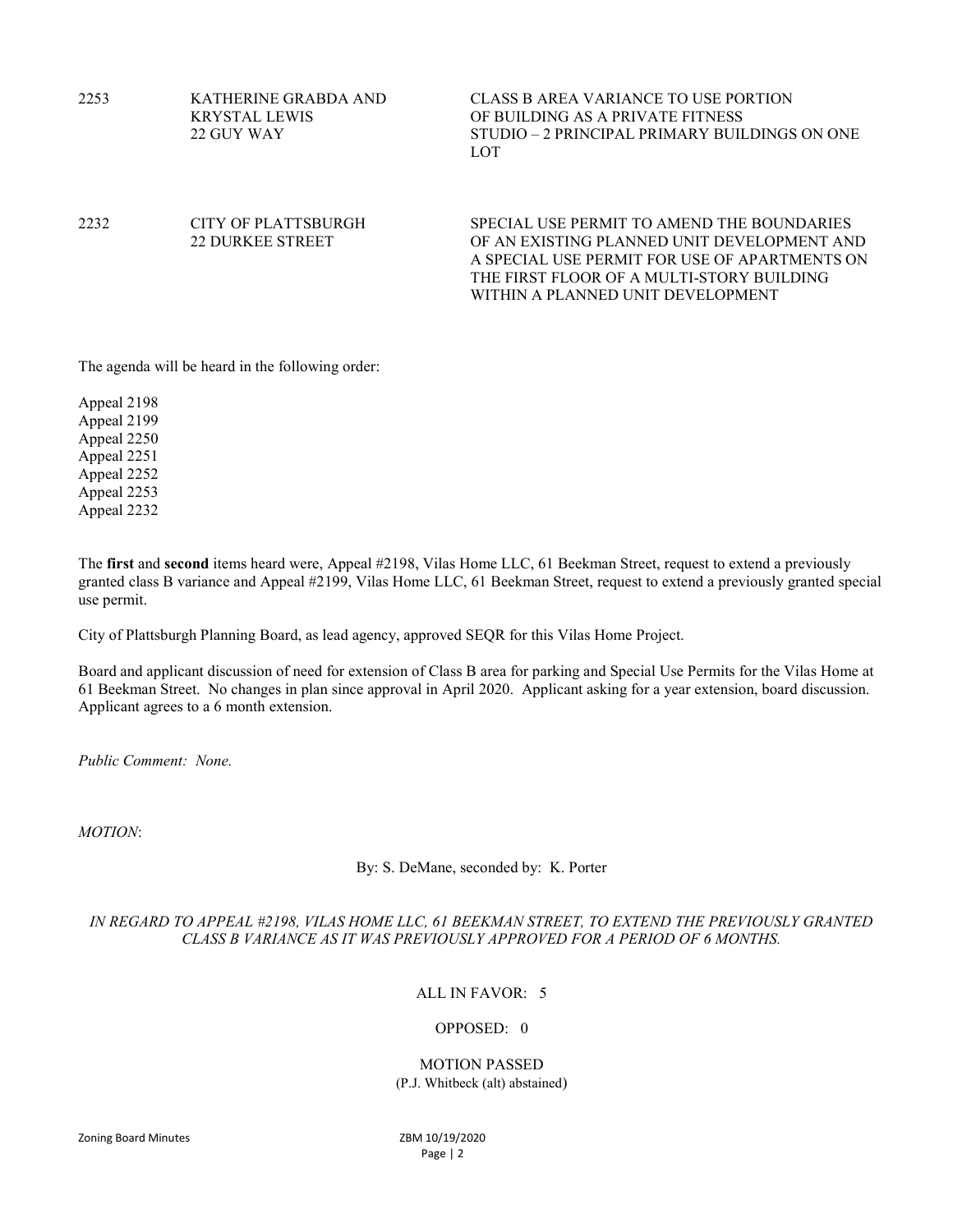| | | |
|---|---|---|
| 2253 | KATHERINE GRABDA AND KRYSTAL LEWIS 22 GUY WAY | CLASS B AREA VARIANCE TO USE PORTION OF BUILDING AS A PRIVATE FITNESS STUDIO – 2 PRINCIPAL PRIMARY BUILDINGS ON ONE LOT |
| 2232 | CITY OF PLATTSBURGH 22 DURKEE STREET | SPECIAL USE PERMIT TO AMEND THE BOUNDARIES OF AN EXISTING PLANNED UNIT DEVELOPMENT AND A SPECIAL USE PERMIT FOR USE OF APARTMENTS ON THE FIRST FLOOR OF A MULTI-STORY BUILDING WITHIN A PLANNED UNIT DEVELOPMENT |

The agenda will be heard in the following order:

Appeal 2198
Appeal 2199
Appeal 2250
Appeal 2251
Appeal 2252
Appeal 2253
Appeal 2232

The **first** and **second** items heard were, Appeal #2198, Vilas Home LLC, 61 Beekman Street, request to extend a previously granted class B variance and Appeal #2199, Vilas Home LLC, 61 Beekman Street, request to extend a previously granted special use permit.

City of Plattsburgh Planning Board, as lead agency, approved SEQR for this Vilas Home Project.

Board and applicant discussion of need for extension of Class B area for parking and Special Use Permits for the Vilas Home at 61 Beekman Street. No changes in plan since approval in April 2020. Applicant asking for a year extension, board discussion. Applicant agrees to a 6 month extension.

*Public Comment: None.*

*MOTION*:

By: S. DeMane, seconded by: K. Porter

*IN REGARD TO APPEAL #2198, VILAS HOME LLC, 61 BEEKMAN STREET, TO EXTEND THE PREVIOUSLY GRANTED CLASS B VARIANCE AS IT WAS PREVIOUSLY APPROVED FOR A PERIOD OF 6 MONTHS.*

ALL IN FAVOR: 5

OPPOSED: 0

MOTION PASSED
(P.J. Whitbeck (alt) abstained)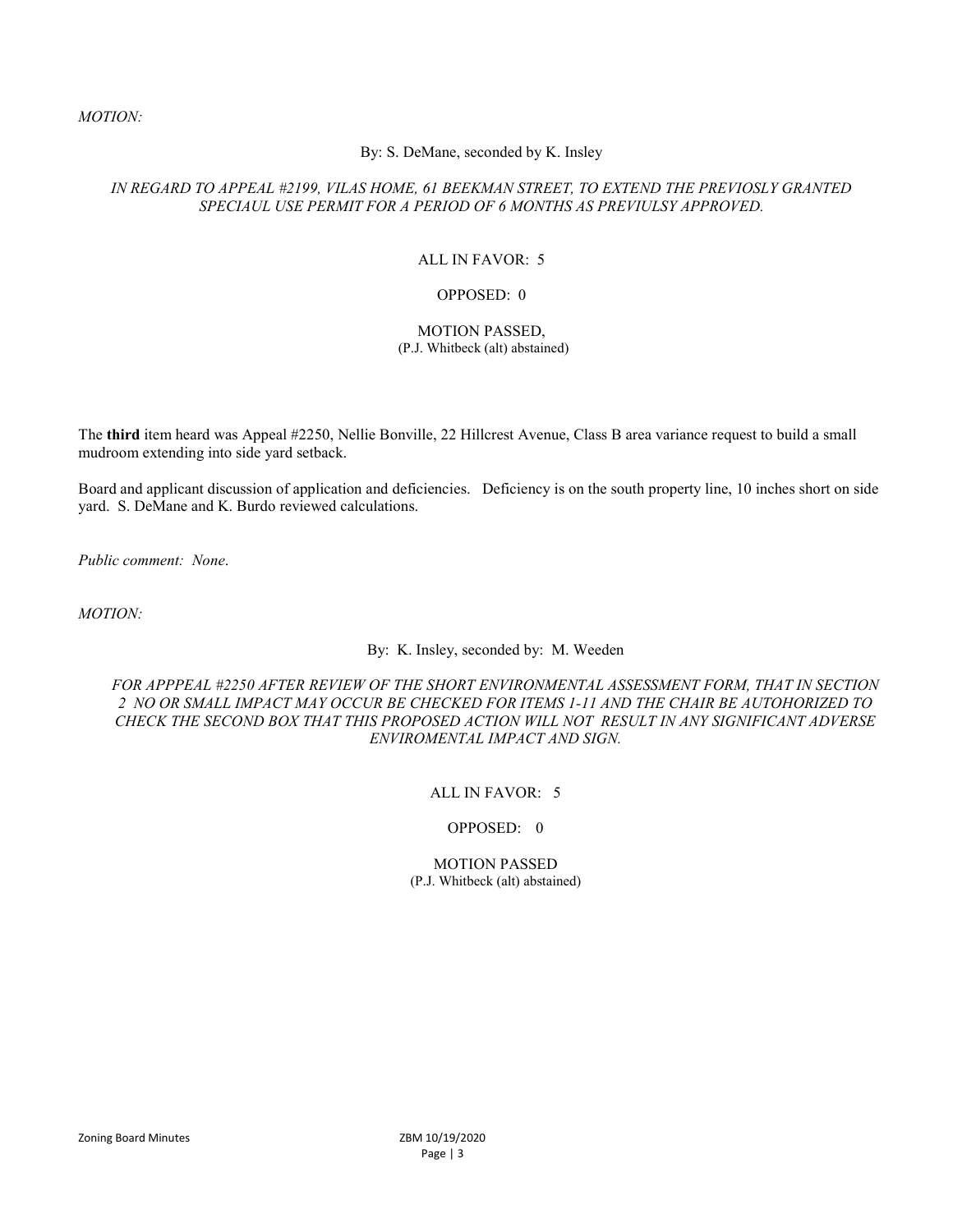*MOTION:*

By: S. DeMane, seconded by K. Insley

*IN REGARD TO APPEAL #2199, VILAS HOME, 61 BEEKMAN STREET, TO EXTEND THE PREVIOSLY GRANTED SPECIAUL USE PERMIT FOR A PERIOD OF 6 MONTHS AS PREVIULSY APPROVED.*

ALL IN FAVOR: 5

OPPOSED: 0

MOTION PASSED,
(P.J. Whitbeck (alt) abstained)

The **third** item heard was Appeal #2250, Nellie Bonville, 22 Hillcrest Avenue, Class B area variance request to build a small mudroom extending into side yard setback.

Board and applicant discussion of application and deficiencies. Deficiency is on the south property line, 10 inches short on side yard. S. DeMane and K. Burdo reviewed calculations.

*Public comment: None.*

*MOTION:*

By: K. Insley, seconded by: M. Weeden

*FOR APPPEAL #2250 AFTER REVIEW OF THE SHORT ENVIRONMENTAL ASSESSMENT FORM, THAT IN SECTION 2 NO OR SMALL IMPACT MAY OCCUR BE CHECKED FOR ITEMS 1-11 AND THE CHAIR BE AUTOHORIZED TO CHECK THE SECOND BOX THAT THIS PROPOSED ACTION WILL NOT RESULT IN ANY SIGNIFICANT ADVERSE ENVIROMENTAL IMPACT AND SIGN.*

ALL IN FAVOR: 5

OPPOSED: 0

MOTION PASSED
(P.J. Whitbeck (alt) abstained)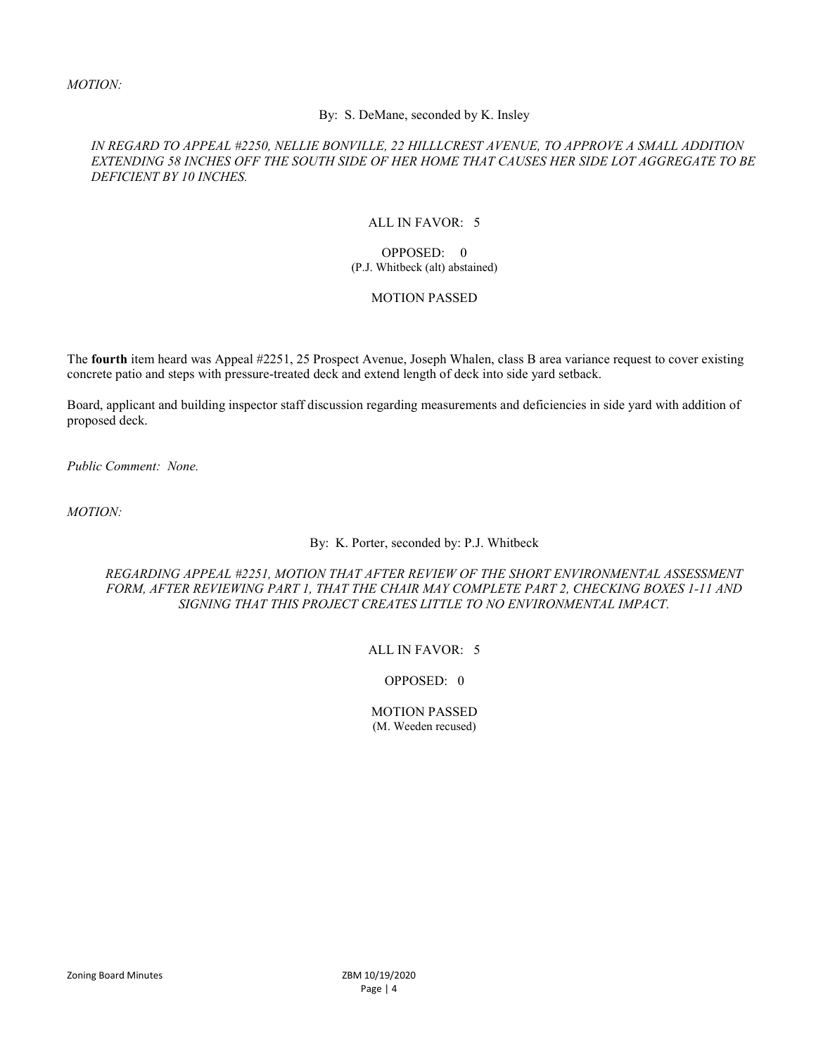*MOTION:*

By: S. DeMane, seconded by K. Insley

*IN REGARD TO APPEAL #2250, NELLIE BONVILLE, 22 HILLLCREST AVENUE, TO APPROVE A SMALL ADDITION EXTENDING 58 INCHES OFF THE SOUTH SIDE OF HER HOME THAT CAUSES HER SIDE LOT AGGREGATE TO BE DEFICIENT BY 10 INCHES.*

ALL IN FAVOR: 5

OPPOSED: 0
(P.J. Whitbeck (alt) abstained)

MOTION PASSED

The **fourth** item heard was Appeal #2251, 25 Prospect Avenue, Joseph Whalen, class B area variance request to cover existing concrete patio and steps with pressure-treated deck and extend length of deck into side yard setback.

Board, applicant and building inspector staff discussion regarding measurements and deficiencies in side yard with addition of proposed deck.

*Public Comment: None.*

*MOTION:*

By: K. Porter, seconded by: P.J. Whitbeck

*REGARDING APPEAL #2251, MOTION THAT AFTER REVIEW OF THE SHORT ENVIRONMENTAL ASSESSMENT FORM, AFTER REVIEWING PART 1, THAT THE CHAIR MAY COMPLETE PART 2, CHECKING BOXES 1-11 AND SIGNING THAT THIS PROJECT CREATES LITTLE TO NO ENVIRONMENTAL IMPACT.*

ALL IN FAVOR: 5

OPPOSED: 0

MOTION PASSED
(M. Weeden recused)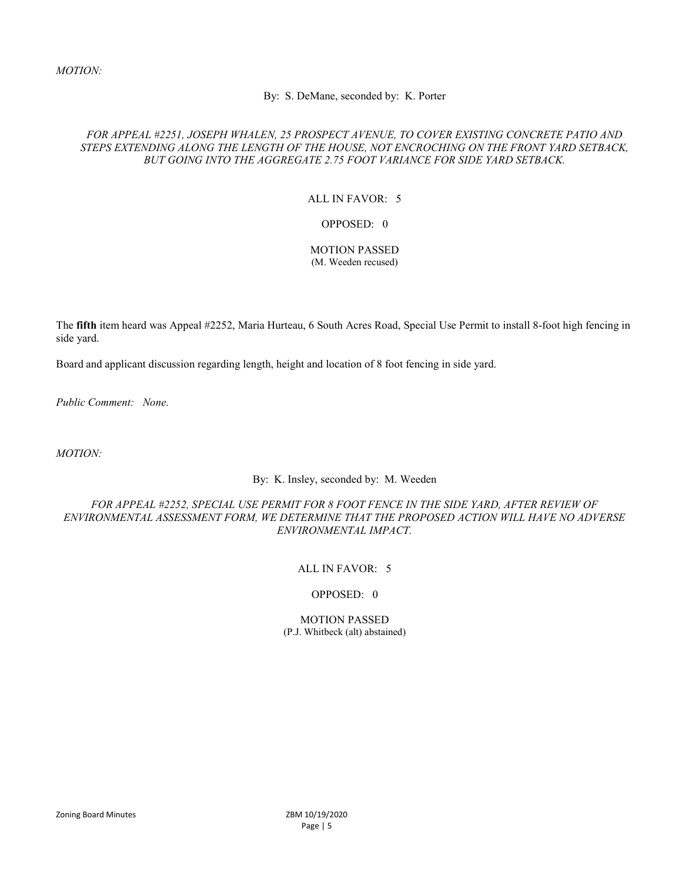*MOTION:*

By: S. DeMane, seconded by: K. Porter

*FOR APPEAL #2251, JOSEPH WHALEN, 25 PROSPECT AVENUE, TO COVER EXISTING CONCRETE PATIO AND STEPS EXTENDING ALONG THE LENGTH OF THE HOUSE, NOT ENCROCHING ON THE FRONT YARD SETBACK, BUT GOING INTO THE AGGREGATE 2.75 FOOT VARIANCE FOR SIDE YARD SETBACK.*

ALL IN FAVOR: 5

OPPOSED: 0

MOTION PASSED
(M. Weeden recused)

The **fifth** item heard was Appeal #2252, Maria Hurteau, 6 South Acres Road, Special Use Permit to install 8-foot high fencing in side yard.

Board and applicant discussion regarding length, height and location of 8 foot fencing in side yard.

*Public Comment: None.*

*MOTION:*

By: K. Insley, seconded by: M. Weeden

*FOR APPEAL #2252, SPECIAL USE PERMIT FOR 8 FOOT FENCE IN THE SIDE YARD, AFTER REVIEW OF ENVIRONMENTAL ASSESSMENT FORM, WE DETERMINE THAT THE PROPOSED ACTION WILL HAVE NO ADVERSE ENVIRONMENTAL IMPACT.*

ALL IN FAVOR: 5

OPPOSED: 0

MOTION PASSED
(P.J. Whitbeck (alt) abstained)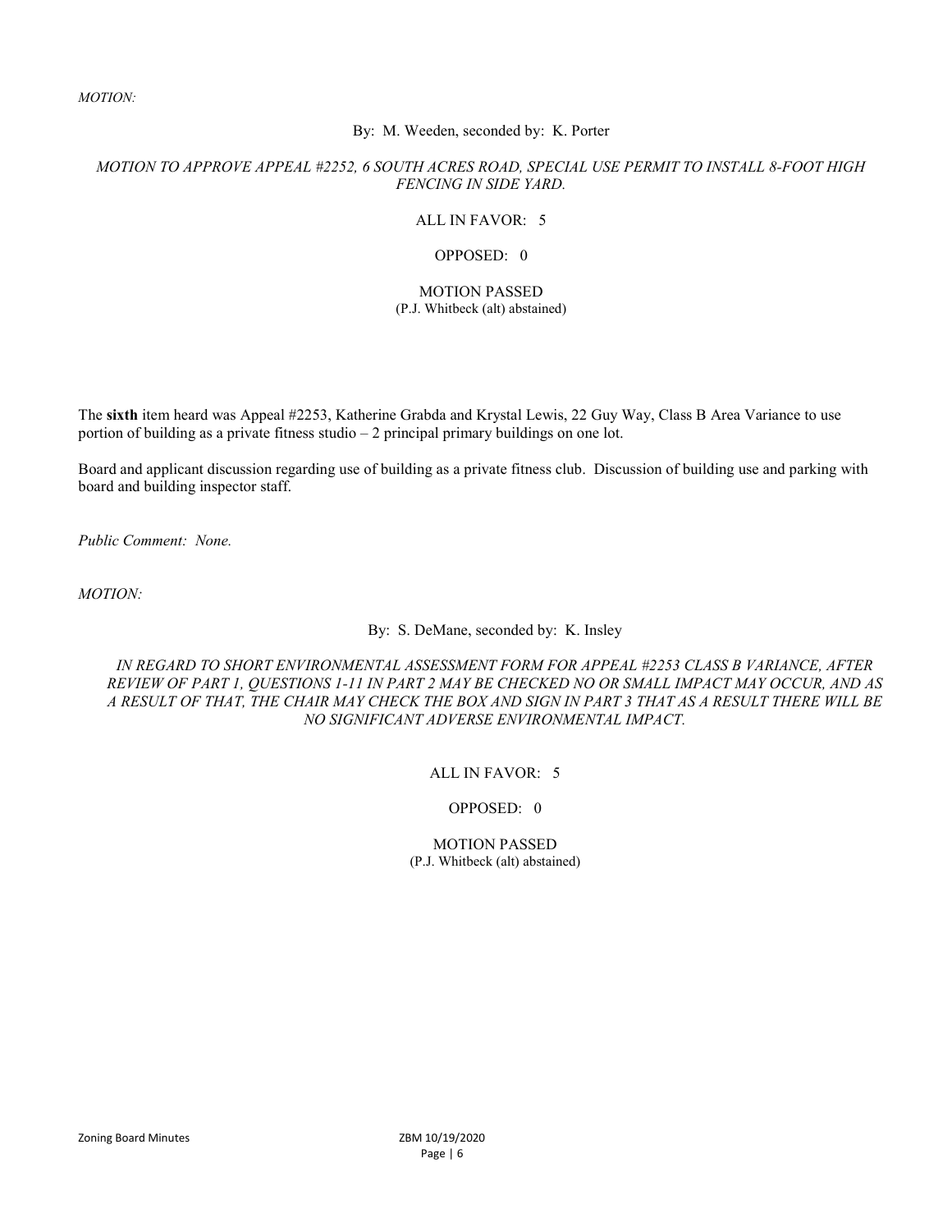*MOTION:*

By: M. Weeden, seconded by: K. Porter

*MOTION TO APPROVE APPEAL #2252, 6 SOUTH ACRES ROAD, SPECIAL USE PERMIT TO INSTALL 8-FOOT HIGH FENCING IN SIDE YARD.*

ALL IN FAVOR: 5

OPPOSED: 0

MOTION PASSED
(P.J. Whitbeck (alt) abstained)

The **sixth** item heard was Appeal #2253, Katherine Grabda and Krystal Lewis, 22 Guy Way, Class B Area Variance to use portion of building as a private fitness studio – 2 principal primary buildings on one lot.

Board and applicant discussion regarding use of building as a private fitness club. Discussion of building use and parking with board and building inspector staff.

*Public Comment: None.*

*MOTION:*

By: S. DeMane, seconded by: K. Insley

*IN REGARD TO SHORT ENVIRONMENTAL ASSESSMENT FORM FOR APPEAL #2253 CLASS B VARIANCE, AFTER REVIEW OF PART 1, QUESTIONS 1-11 IN PART 2 MAY BE CHECKED NO OR SMALL IMPACT MAY OCCUR, AND AS A RESULT OF THAT, THE CHAIR MAY CHECK THE BOX AND SIGN IN PART 3 THAT AS A RESULT THERE WILL BE NO SIGNIFICANT ADVERSE ENVIRONMENTAL IMPACT.*

ALL IN FAVOR: 5

OPPOSED: 0

MOTION PASSED
(P.J. Whitbeck (alt) abstained)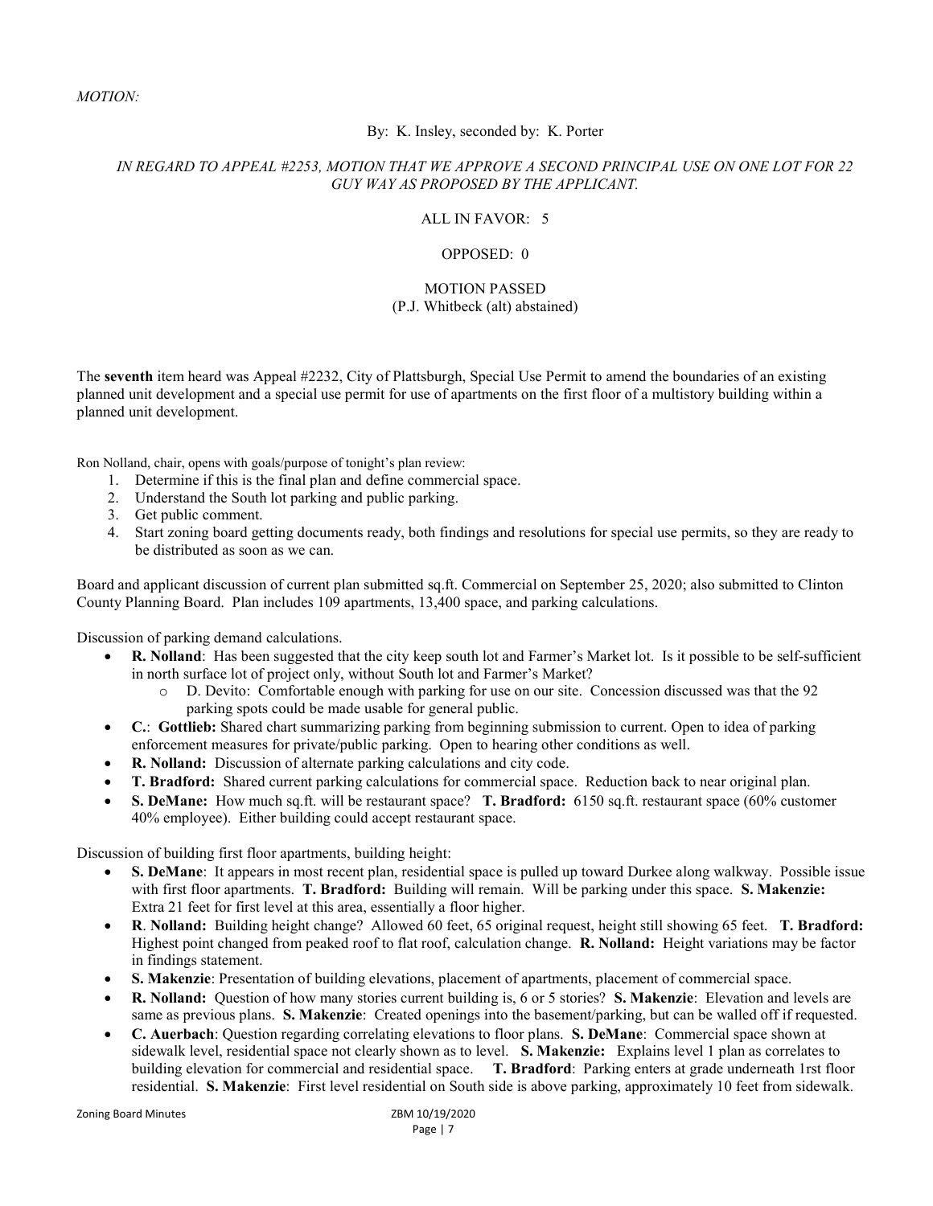*MOTION:*

By: K. Insley, seconded by: K. Porter

*IN REGARD TO APPEAL #2253, MOTION THAT WE APPROVE A SECOND PRINCIPAL USE ON ONE LOT FOR 22 GUY WAY AS PROPOSED BY THE APPLICANT.*

ALL IN FAVOR: 5

OPPOSED: 0

MOTION PASSED
(P.J. Whitbeck (alt) abstained)

The **seventh** item heard was Appeal #2232, City of Plattsburgh, Special Use Permit to amend the boundaries of an existing planned unit development and a special use permit for use of apartments on the first floor of a multistory building within a planned unit development.

Ron Nolland, chair, opens with goals/purpose of tonight's plan review:

1. Determine if this is the final plan and define commercial space.
2. Understand the South lot parking and public parking.
3. Get public comment.
4. Start zoning board getting documents ready, both findings and resolutions for special use permits, so they are ready to be distributed as soon as we can.

Board and applicant discussion of current plan submitted sq.ft. Commercial on September 25, 2020; also submitted to Clinton County Planning Board. Plan includes 109 apartments, 13,400 space, and parking calculations.

Discussion of parking demand calculations.

- **R. Nolland**: Has been suggested that the city keep south lot and Farmer's Market lot. Is it possible to be self-sufficient in north surface lot of project only, without South lot and Farmer's Market?
  - D. Devito: Comfortable enough with parking for use on our site. Concession discussed was that the 92 parking spots could be made usable for general public.
- **C.**: **Gottlieb:** Shared chart summarizing parking from beginning submission to current. Open to idea of parking enforcement measures for private/public parking. Open to hearing other conditions as well.
- **R. Nolland:** Discussion of alternate parking calculations and city code.
- **T. Bradford:** Shared current parking calculations for commercial space. Reduction back to near original plan.
- **S. DeMane:** How much sq.ft. will be restaurant space? **T. Bradford:** 6150 sq.ft. restaurant space (60% customer 40% employee). Either building could accept restaurant space.

Discussion of building first floor apartments, building height:

- **S. DeMane**: It appears in most recent plan, residential space is pulled up toward Durkee along walkway. Possible issue with first floor apartments. **T. Bradford:** Building will remain. Will be parking under this space. **S. Makenzie:** Extra 21 feet for first level at this area, essentially a floor higher.
- **R**. **Nolland:** Building height change? Allowed 60 feet, 65 original request, height still showing 65 feet. **T. Bradford:** Highest point changed from peaked roof to flat roof, calculation change. **R. Nolland:** Height variations may be factor in findings statement.
- **S. Makenzie**: Presentation of building elevations, placement of apartments, placement of commercial space.
- **R. Nolland:** Question of how many stories current building is, 6 or 5 stories? **S. Makenzie**: Elevation and levels are same as previous plans. **S. Makenzie**: Created openings into the basement/parking, but can be walled off if requested.
- **C. Auerbach**: Question regarding correlating elevations to floor plans. **S. DeMane**: Commercial space shown at sidewalk level, residential space not clearly shown as to level. **S. Makenzie:** Explains level 1 plan as correlates to building elevation for commercial and residential space. **T. Bradford**: Parking enters at grade underneath 1rst floor residential. **S. Makenzie**: First level residential on South side is above parking, approximately 10 feet from sidewalk.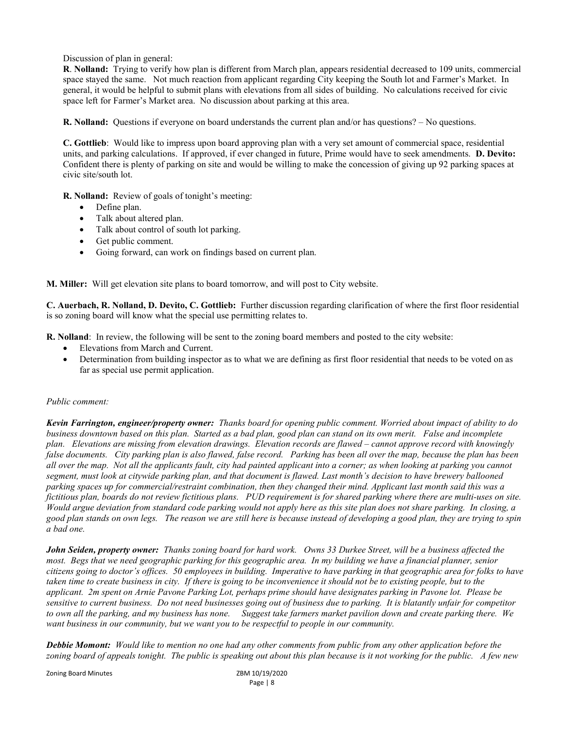Discussion of plan in general:

**R**. **Nolland:** Trying to verify how plan is different from March plan, appears residential decreased to 109 units, commercial space stayed the same. Not much reaction from applicant regarding City keeping the South lot and Farmer's Market. In general, it would be helpful to submit plans with elevations from all sides of building. No calculations received for civic space left for Farmer's Market area. No discussion about parking at this area.

**R. Nolland:** Questions if everyone on board understands the current plan and/or has questions? – No questions.

**C. Gottlieb**: Would like to impress upon board approving plan with a very set amount of commercial space, residential units, and parking calculations. If approved, if ever changed in future, Prime would have to seek amendments. **D. Devito:** Confident there is plenty of parking on site and would be willing to make the concession of giving up 92 parking spaces at civic site/south lot.

**R. Nolland:** Review of goals of tonight's meeting:

- Define plan.
- Talk about altered plan.
- Talk about control of south lot parking.
- Get public comment.
- Going forward, can work on findings based on current plan.

**M. Miller:** Will get elevation site plans to board tomorrow, and will post to City website.

**C. Auerbach, R. Nolland, D. Devito, C. Gottlieb:** Further discussion regarding clarification of where the first floor residential is so zoning board will know what the special use permitting relates to.

**R. Nolland**: In review, the following will be sent to the zoning board members and posted to the city website:

- Elevations from March and Current.
- Determination from building inspector as to what we are defining as first floor residential that needs to be voted on as far as special use permit application.

*Public comment:*

***Kevin Farrington, engineer/property owner:*** *Thanks board for opening public comment. Worried about impact of ability to do business downtown based on this plan. Started as a bad plan, good plan can stand on its own merit. False and incomplete plan. Elevations are missing from elevation drawings. Elevation records are flawed – cannot approve record with knowingly false documents. City parking plan is also flawed, false record. Parking has been all over the map, because the plan has been all over the map. Not all the applicants fault, city had painted applicant into a corner; as when looking at parking you cannot segment, must look at citywide parking plan, and that document is flawed. Last month's decision to have brewery ballooned parking spaces up for commercial/restraint combination, then they changed their mind. Applicant last month said this was a fictitious plan, boards do not review fictitious plans. PUD requirement is for shared parking where there are multi-uses on site. Would argue deviation from standard code parking would not apply here as this site plan does not share parking. In closing, a good plan stands on own legs. The reason we are still here is because instead of developing a good plan, they are trying to spin a bad one.*

***John Seiden, property owner:*** *Thanks zoning board for hard work. Owns 33 Durkee Street, will be a business affected the most. Begs that we need geographic parking for this geographic area. In my building we have a financial planner, senior citizens going to doctor's offices. 50 employees in building. Imperative to have parking in that geographic area for folks to have taken time to create business in city. If there is going to be inconvenience it should not be to existing people, but to the applicant. 2m spent on Arnie Pavone Parking Lot, perhaps prime should have designates parking in Pavone lot. Please be sensitive to current business. Do not need businesses going out of business due to parking. It is blatantly unfair for competitor to own all the parking, and my business has none. Suggest take farmers market pavilion down and create parking there. We want business in our community, but we want you to be respectful to people in our community.*

***Debbie Momont:*** *Would like to mention no one had any other comments from public from any other application before the zoning board of appeals tonight. The public is speaking out about this plan because is it not working for the public. A few new*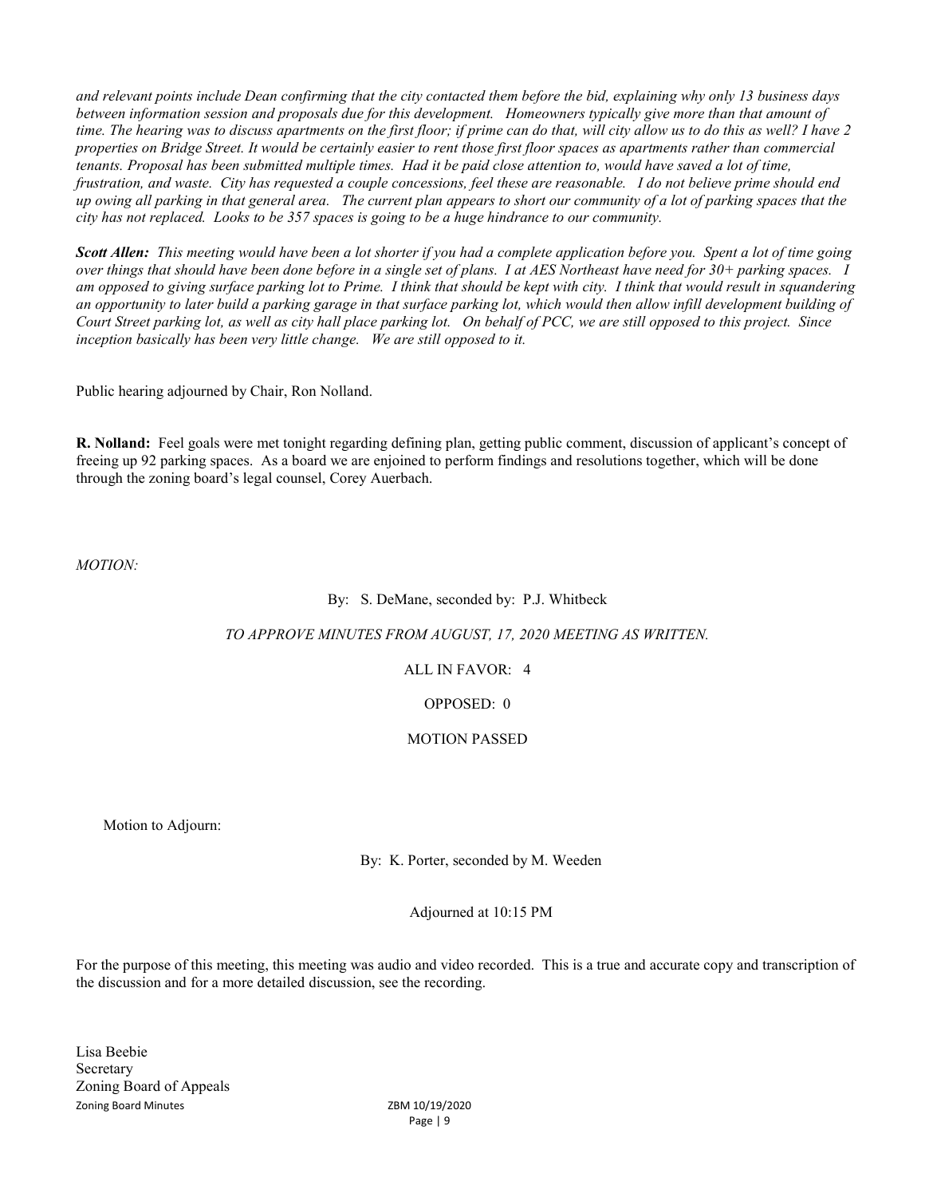*and relevant points include Dean confirming that the city contacted them before the bid, explaining why only 13 business days between information session and proposals due for this development. Homeowners typically give more than that amount of time. The hearing was to discuss apartments on the first floor; if prime can do that, will city allow us to do this as well? I have 2 properties on Bridge Street. It would be certainly easier to rent those first floor spaces as apartments rather than commercial tenants. Proposal has been submitted multiple times. Had it be paid close attention to, would have saved a lot of time, frustration, and waste. City has requested a couple concessions, feel these are reasonable. I do not believe prime should end up owing all parking in that general area. The current plan appears to short our community of a lot of parking spaces that the city has not replaced. Looks to be 357 spaces is going to be a huge hindrance to our community.*

***Scott Allen:*** *This meeting would have been a lot shorter if you had a complete application before you. Spent a lot of time going over things that should have been done before in a single set of plans. I at AES Northeast have need for 30+ parking spaces. I am opposed to giving surface parking lot to Prime. I think that should be kept with city. I think that would result in squandering an opportunity to later build a parking garage in that surface parking lot, which would then allow infill development building of Court Street parking lot, as well as city hall place parking lot. On behalf of PCC, we are still opposed to this project. Since inception basically has been very little change. We are still opposed to it.*

Public hearing adjourned by Chair, Ron Nolland.

**R. Nolland:** Feel goals were met tonight regarding defining plan, getting public comment, discussion of applicant's concept of freeing up 92 parking spaces. As a board we are enjoined to perform findings and resolutions together, which will be done through the zoning board's legal counsel, Corey Auerbach.

*MOTION:*

By: S. DeMane, seconded by: P.J. Whitbeck

*TO APPROVE MINUTES FROM AUGUST, 17, 2020 MEETING AS WRITTEN.*

ALL IN FAVOR: 4

OPPOSED: 0

MOTION PASSED

Motion to Adjourn:

By: K. Porter, seconded by M. Weeden

Adjourned at 10:15 PM

For the purpose of this meeting, this meeting was audio and video recorded. This is a true and accurate copy and transcription of the discussion and for a more detailed discussion, see the recording.

Lisa Beebie
Secretary
Zoning Board of Appeals